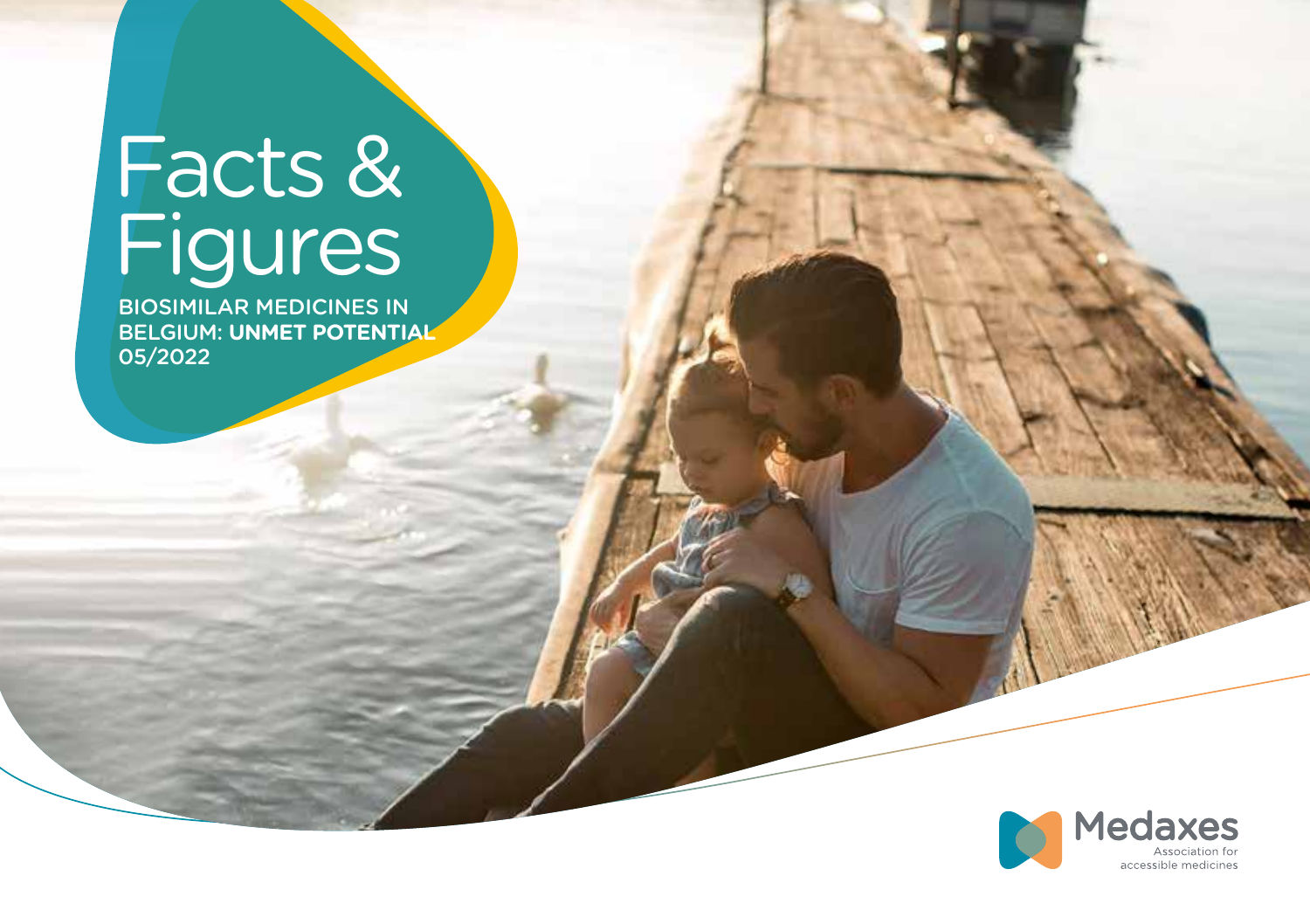# Facts & Figures

BIOSIMILAR MEDICINES IN BELGIUM: **UNMET POTENTIAL**
05/2022

Medaxes
Association for accessible medicines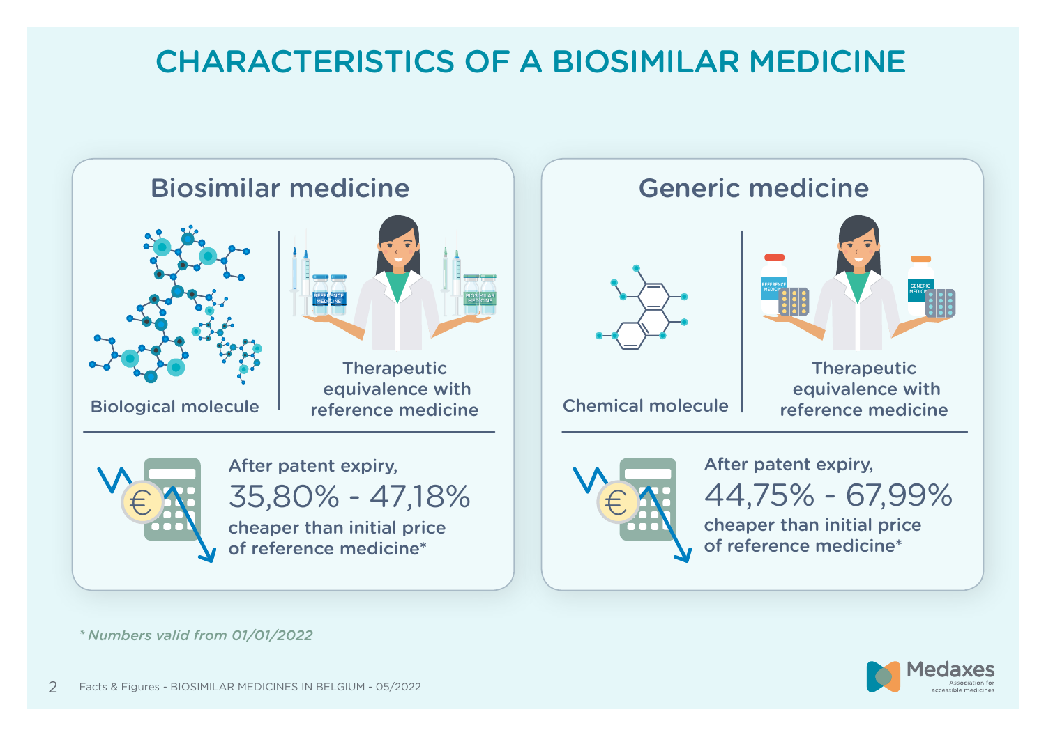# CHARACTERISTICS OF A BIOSIMILAR MEDICINE

## Biosimilar medicine

Biological molecule

Therapeutic equivalence with reference medicine

After patent expiry,

35,80% - 47,18%

cheaper than initial price of reference medicine*

## Generic medicine

Chemical molecule

Therapeutic equivalence with reference medicine

After patent expiry,

44,75% - 67,99%

cheaper than initial price of reference medicine*

*\* Numbers valid from 01/01/2022*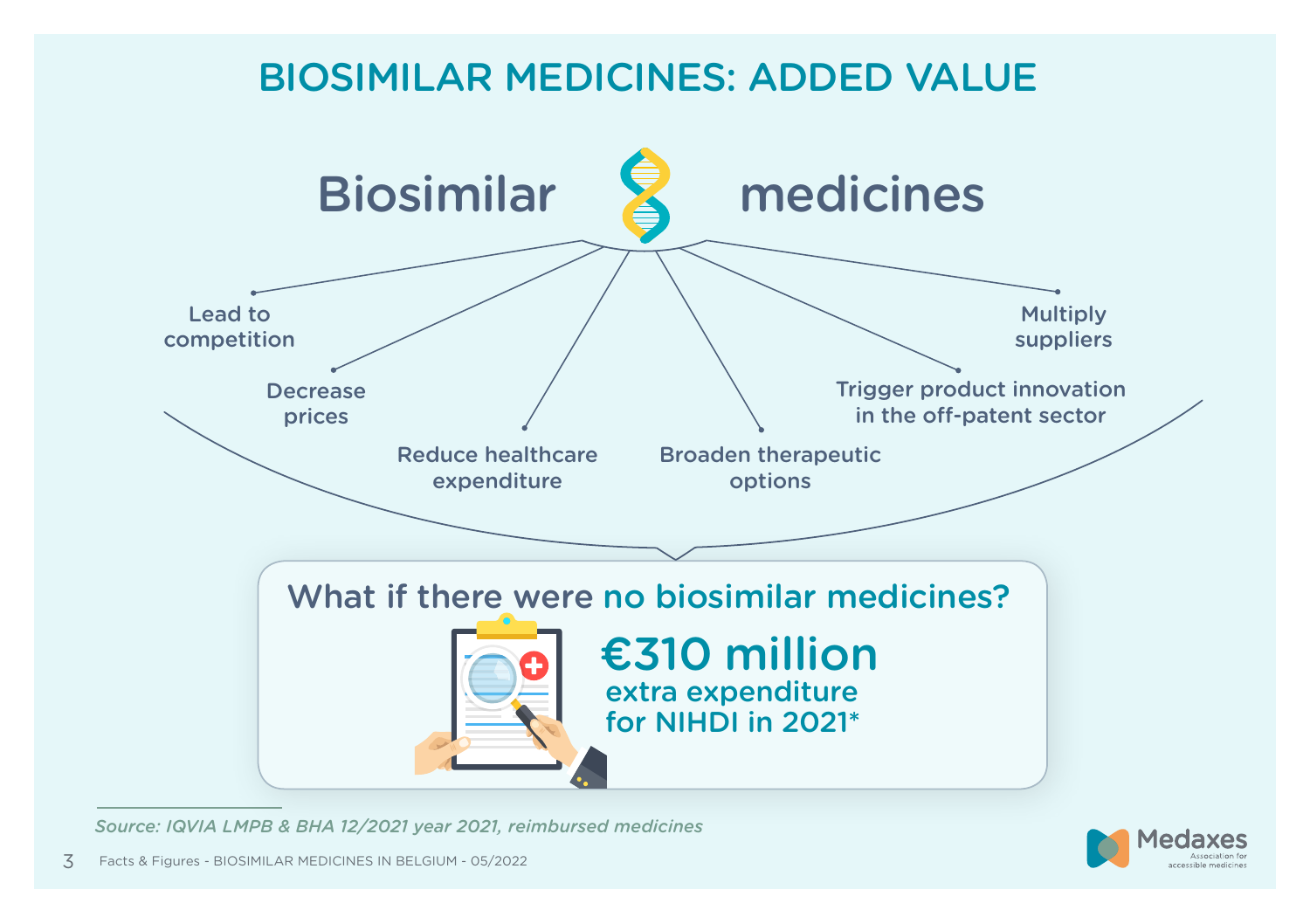# BIOSIMILAR MEDICINES: ADDED VALUE

## Biosimilar medicines

- Lead to competition
- Decrease prices
- Reduce healthcare expenditure
- Broaden therapeutic options
- Trigger product innovation in the off-patent sector
- Multiply suppliers

### What if there were no biosimilar medicines?

**€310 million**
extra expenditure for NIHDI in 2021*

*Source: IQVIA LMPB & BHA 12/2021 year 2021, reimbursed medicines*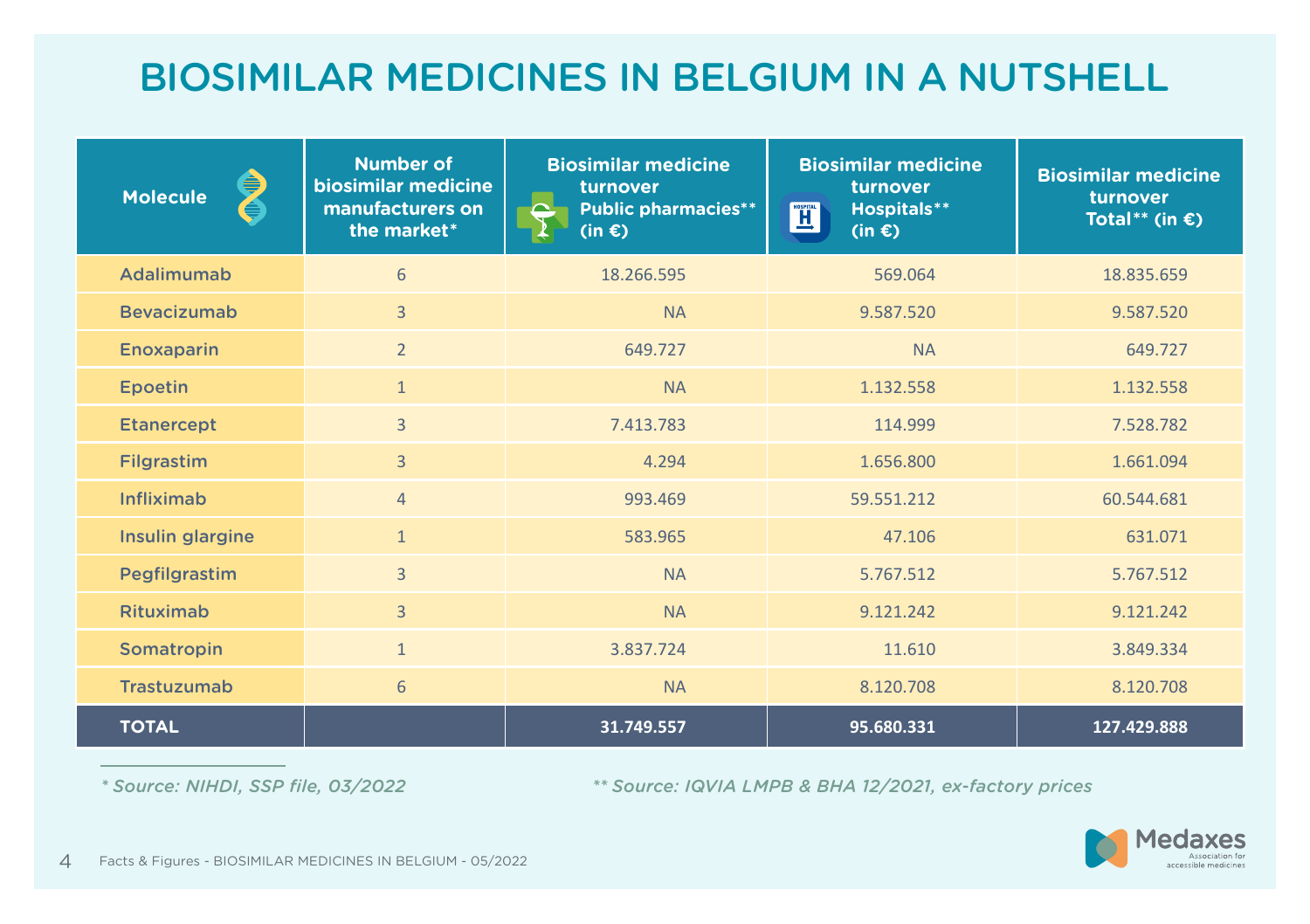# BIOSIMILAR MEDICINES IN BELGIUM IN A NUTSHELL

| Molecule | Number of biosimilar medicine manufacturers on the market* | Biosimilar medicine turnover Public pharmacies** (in €) | Biosimilar medicine turnover Hospitals** (in €) | Biosimilar medicine turnover Total** (in €) |
|---|---|---|---|---|
| Adalimumab | 6 | 18.266.595 | 569.064 | 18.835.659 |
| Bevacizumab | 3 | NA | 9.587.520 | 9.587.520 |
| Enoxaparin | 2 | 649.727 | NA | 649.727 |
| Epoetin | 1 | NA | 1.132.558 | 1.132.558 |
| Etanercept | 3 | 7.413.783 | 114.999 | 7.528.782 |
| Filgrastim | 3 | 4.294 | 1.656.800 | 1.661.094 |
| Infliximab | 4 | 993.469 | 59.551.212 | 60.544.681 |
| Insulin glargine | 1 | 583.965 | 47.106 | 631.071 |
| Pegfilgrastim | 3 | NA | 5.767.512 | 5.767.512 |
| Rituximab | 3 | NA | 9.121.242 | 9.121.242 |
| Somatropin | 1 | 3.837.724 | 11.610 | 3.849.334 |
| Trastuzumab | 6 | NA | 8.120.708 | 8.120.708 |
| **TOTAL** | | **31.749.557** | **95.680.331** | **127.429.888** |

*\* Source: NIHDI, SSP file, 03/2022*

*\*\* Source: IQVIA LMPB & BHA 12/2021, ex-factory prices*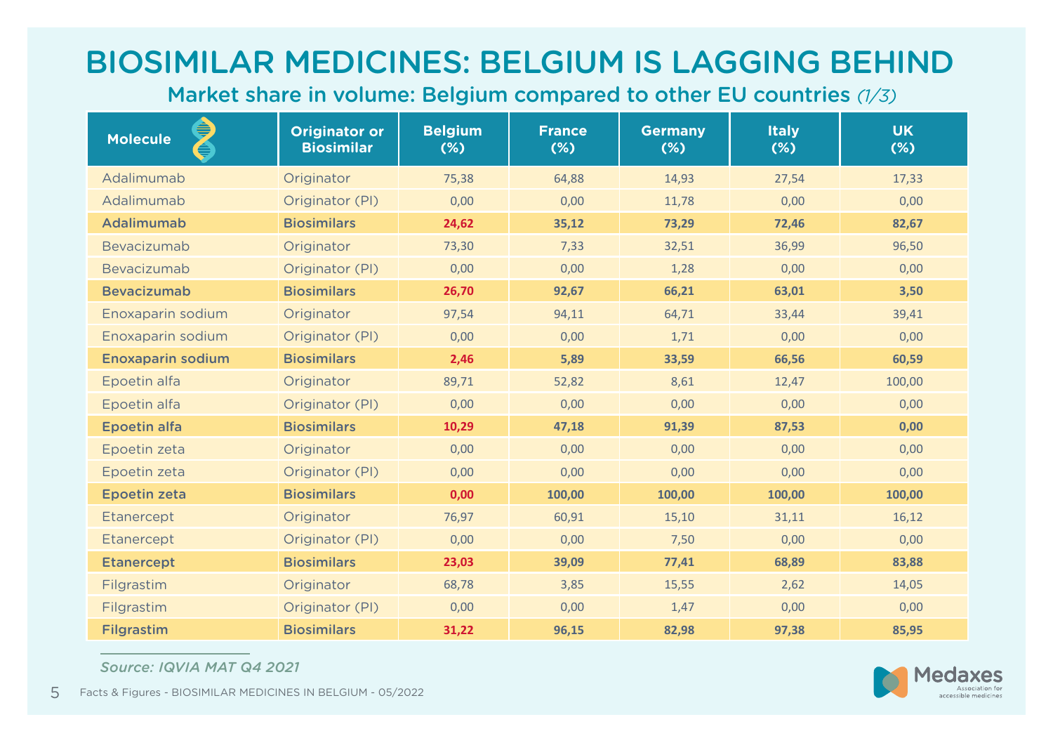# BIOSIMILAR MEDICINES: BELGIUM IS LAGGING BEHIND

## Market share in volume: Belgium compared to other EU countries *(1/3)*

| Molecule | Originator or Biosimilar | Belgium (%) | France (%) | Germany (%) | Italy (%) | UK (%) |
|---|---|---|---|---|---|---|
| Adalimumab | Originator | 75,38 | 64,88 | 14,93 | 27,54 | 17,33 |
| Adalimumab | Originator (PI) | 0,00 | 0,00 | 11,78 | 0,00 | 0,00 |
| **Adalimumab** | **Biosimilars** | **24,62** | **35,12** | **73,29** | **72,46** | **82,67** |
| Bevacizumab | Originator | 73,30 | 7,33 | 32,51 | 36,99 | 96,50 |
| Bevacizumab | Originator (PI) | 0,00 | 0,00 | 1,28 | 0,00 | 0,00 |
| **Bevacizumab** | **Biosimilars** | **26,70** | **92,67** | **66,21** | **63,01** | **3,50** |
| Enoxaparin sodium | Originator | 97,54 | 94,11 | 64,71 | 33,44 | 39,41 |
| Enoxaparin sodium | Originator (PI) | 0,00 | 0,00 | 1,71 | 0,00 | 0,00 |
| **Enoxaparin sodium** | **Biosimilars** | **2,46** | **5,89** | **33,59** | **66,56** | **60,59** |
| Epoetin alfa | Originator | 89,71 | 52,82 | 8,61 | 12,47 | 100,00 |
| Epoetin alfa | Originator (PI) | 0,00 | 0,00 | 0,00 | 0,00 | 0,00 |
| **Epoetin alfa** | **Biosimilars** | **10,29** | **47,18** | **91,39** | **87,53** | **0,00** |
| Epoetin zeta | Originator | 0,00 | 0,00 | 0,00 | 0,00 | 0,00 |
| Epoetin zeta | Originator (PI) | 0,00 | 0,00 | 0,00 | 0,00 | 0,00 |
| **Epoetin zeta** | **Biosimilars** | **0,00** | **100,00** | **100,00** | **100,00** | **100,00** |
| Etanercept | Originator | 76,97 | 60,91 | 15,10 | 31,11 | 16,12 |
| Etanercept | Originator (PI) | 0,00 | 0,00 | 7,50 | 0,00 | 0,00 |
| **Etanercept** | **Biosimilars** | **23,03** | **39,09** | **77,41** | **68,89** | **83,88** |
| Filgrastim | Originator | 68,78 | 3,85 | 15,55 | 2,62 | 14,05 |
| Filgrastim | Originator (PI) | 0,00 | 0,00 | 1,47 | 0,00 | 0,00 |
| **Filgrastim** | **Biosimilars** | **31,22** | **96,15** | **82,98** | **97,38** | **85,95** |

*Source: IQVIA MAT Q4 2021*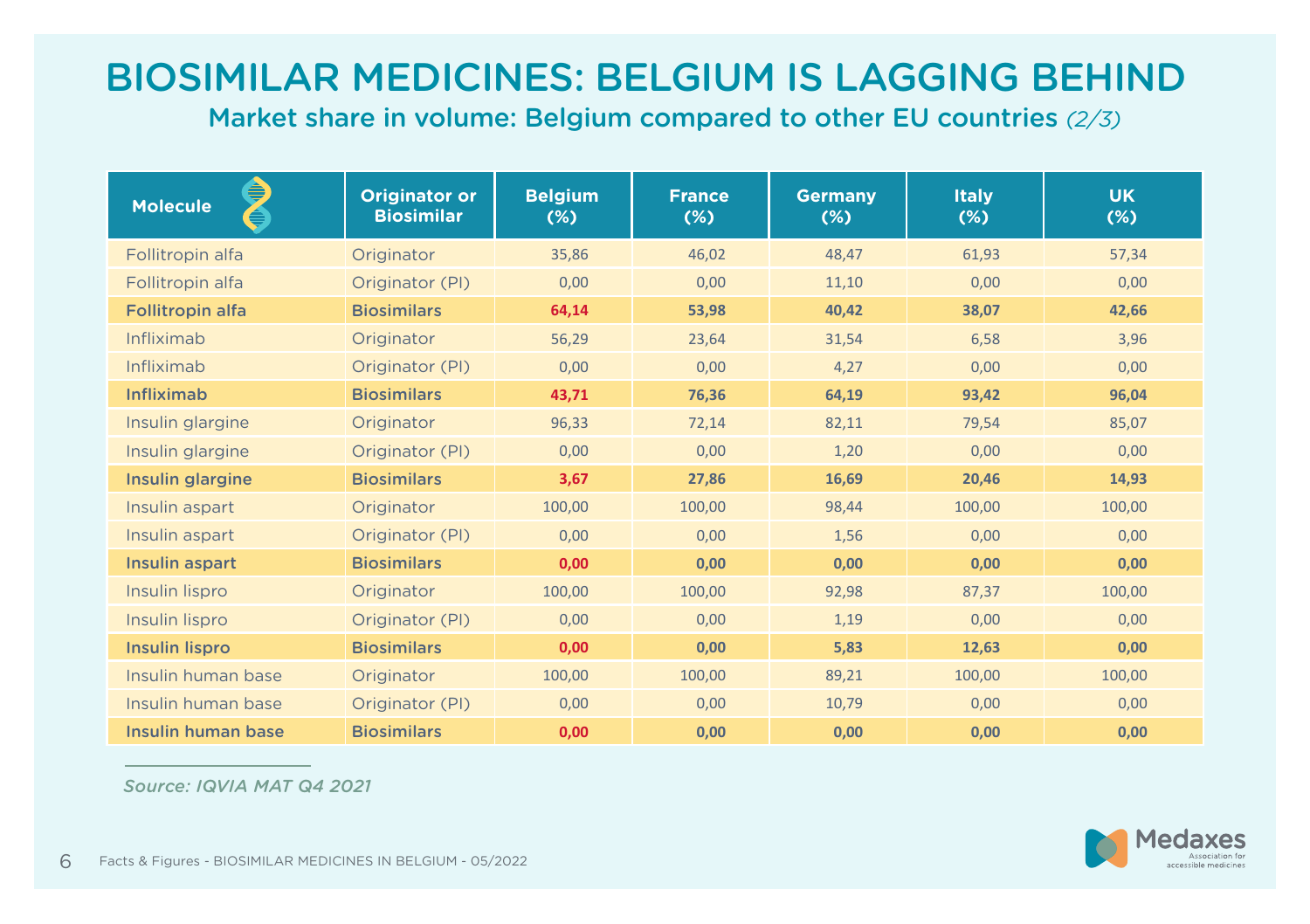# BIOSIMILAR MEDICINES: BELGIUM IS LAGGING BEHIND

## Market share in volume: Belgium compared to other EU countries *(2/3)*

| Molecule | Originator or Biosimilar | Belgium (%) | France (%) | Germany (%) | Italy (%) | UK (%) |
|---|---|---|---|---|---|---|
| Follitropin alfa | Originator | 35,86 | 46,02 | 48,47 | 61,93 | 57,34 |
| Follitropin alfa | Originator (PI) | 0,00 | 0,00 | 11,10 | 0,00 | 0,00 |
| **Follitropin alfa** | **Biosimilars** | **64,14** | **53,98** | **40,42** | **38,07** | **42,66** |
| Infliximab | Originator | 56,29 | 23,64 | 31,54 | 6,58 | 3,96 |
| Infliximab | Originator (PI) | 0,00 | 0,00 | 4,27 | 0,00 | 0,00 |
| **Infliximab** | **Biosimilars** | **43,71** | **76,36** | **64,19** | **93,42** | **96,04** |
| Insulin glargine | Originator | 96,33 | 72,14 | 82,11 | 79,54 | 85,07 |
| Insulin glargine | Originator (PI) | 0,00 | 0,00 | 1,20 | 0,00 | 0,00 |
| **Insulin glargine** | **Biosimilars** | **3,67** | **27,86** | **16,69** | **20,46** | **14,93** |
| Insulin aspart | Originator | 100,00 | 100,00 | 98,44 | 100,00 | 100,00 |
| Insulin aspart | Originator (PI) | 0,00 | 0,00 | 1,56 | 0,00 | 0,00 |
| **Insulin aspart** | **Biosimilars** | **0,00** | **0,00** | **0,00** | **0,00** | **0,00** |
| Insulin lispro | Originator | 100,00 | 100,00 | 92,98 | 87,37 | 100,00 |
| Insulin lispro | Originator (PI) | 0,00 | 0,00 | 1,19 | 0,00 | 0,00 |
| **Insulin lispro** | **Biosimilars** | **0,00** | **0,00** | **5,83** | **12,63** | **0,00** |
| Insulin human base | Originator | 100,00 | 100,00 | 89,21 | 100,00 | 100,00 |
| Insulin human base | Originator (PI) | 0,00 | 0,00 | 10,79 | 0,00 | 0,00 |
| **Insulin human base** | **Biosimilars** | **0,00** | **0,00** | **0,00** | **0,00** | **0,00** |

*Source: IQVIA MAT Q4 2021*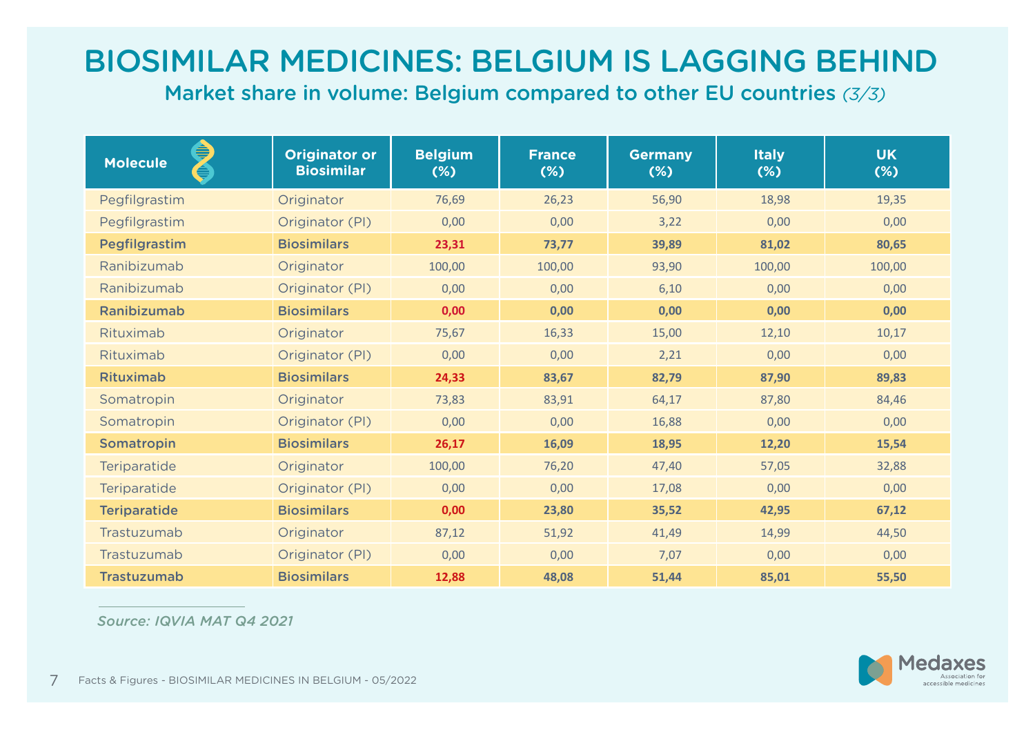# BIOSIMILAR MEDICINES: BELGIUM IS LAGGING BEHIND

## Market share in volume: Belgium compared to other EU countries *(3/3)*

| Molecule | Originator or Biosimilar | Belgium (%) | France (%) | Germany (%) | Italy (%) | UK (%) |
|---|---|---|---|---|---|---|
| Pegfilgrastim | Originator | 76,69 | 26,23 | 56,90 | 18,98 | 19,35 |
| Pegfilgrastim | Originator (PI) | 0,00 | 0,00 | 3,22 | 0,00 | 0,00 |
| **Pegfilgrastim** | **Biosimilars** | **23,31** | **73,77** | **39,89** | **81,02** | **80,65** |
| Ranibizumab | Originator | 100,00 | 100,00 | 93,90 | 100,00 | 100,00 |
| Ranibizumab | Originator (PI) | 0,00 | 0,00 | 6,10 | 0,00 | 0,00 |
| **Ranibizumab** | **Biosimilars** | **0,00** | **0,00** | **0,00** | **0,00** | **0,00** |
| Rituximab | Originator | 75,67 | 16,33 | 15,00 | 12,10 | 10,17 |
| Rituximab | Originator (PI) | 0,00 | 0,00 | 2,21 | 0,00 | 0,00 |
| **Rituximab** | **Biosimilars** | **24,33** | **83,67** | **82,79** | **87,90** | **89,83** |
| Somatropin | Originator | 73,83 | 83,91 | 64,17 | 87,80 | 84,46 |
| Somatropin | Originator (PI) | 0,00 | 0,00 | 16,88 | 0,00 | 0,00 |
| **Somatropin** | **Biosimilars** | **26,17** | **16,09** | **18,95** | **12,20** | **15,54** |
| Teriparatide | Originator | 100,00 | 76,20 | 47,40 | 57,05 | 32,88 |
| Teriparatide | Originator (PI) | 0,00 | 0,00 | 17,08 | 0,00 | 0,00 |
| **Teriparatide** | **Biosimilars** | **0,00** | **23,80** | **35,52** | **42,95** | **67,12** |
| Trastuzumab | Originator | 87,12 | 51,92 | 41,49 | 14,99 | 44,50 |
| Trastuzumab | Originator (PI) | 0,00 | 0,00 | 7,07 | 0,00 | 0,00 |
| **Trastuzumab** | **Biosimilars** | **12,88** | **48,08** | **51,44** | **85,01** | **55,50** |

*Source: IQVIA MAT Q4 2021*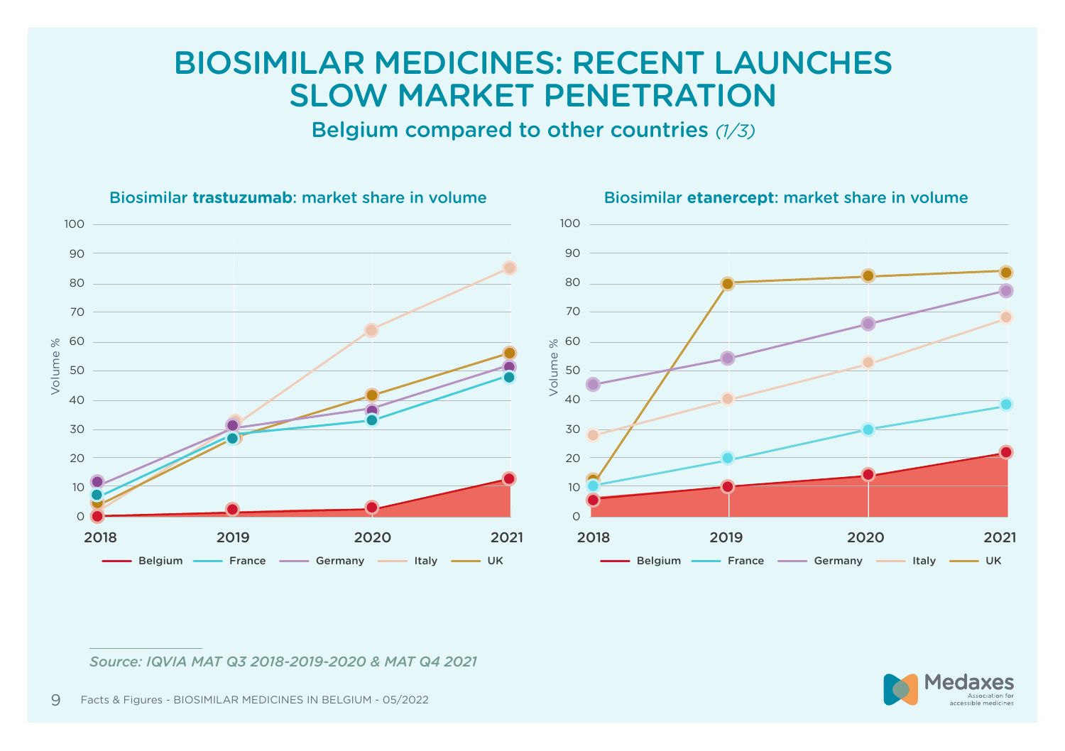# BIOSIMILAR MEDICINES: RECENT LAUNCHES SLOW MARKET PENETRATION

## Belgium compared to other countries *(1/3)*

### Biosimilar **trastuzumab**: market share in volume

Volume %

| Country | 2018 | 2019 | 2020 | 2021 |
|---|---|---|---|---|
| Belgium | 0 | 2 | 3 | 13 |
| France | 7 | 27 | 33 | 48 |
| Germany | 12 | 31 | 37 | 51 |
| Italy | 2 | 32 | 64 | 85 |
| UK | 5 | 27 | 42 | 56 |

### Biosimilar **etanercept**: market share in volume

Volume %

| Country | 2018 | 2019 | 2020 | 2021 |
|---|---|---|---|---|
| Belgium | 6 | 10 | 14 | 22 |
| France | 10 | 20 | 30 | 38 |
| Germany | 45 | 54 | 66 | 77 |
| Italy | 28 | 40 | 53 | 68 |
| UK | 13 | 80 | 82 | 84 |

*Source: IQVIA MAT Q3 2018-2019-2020 & MAT Q4 2021*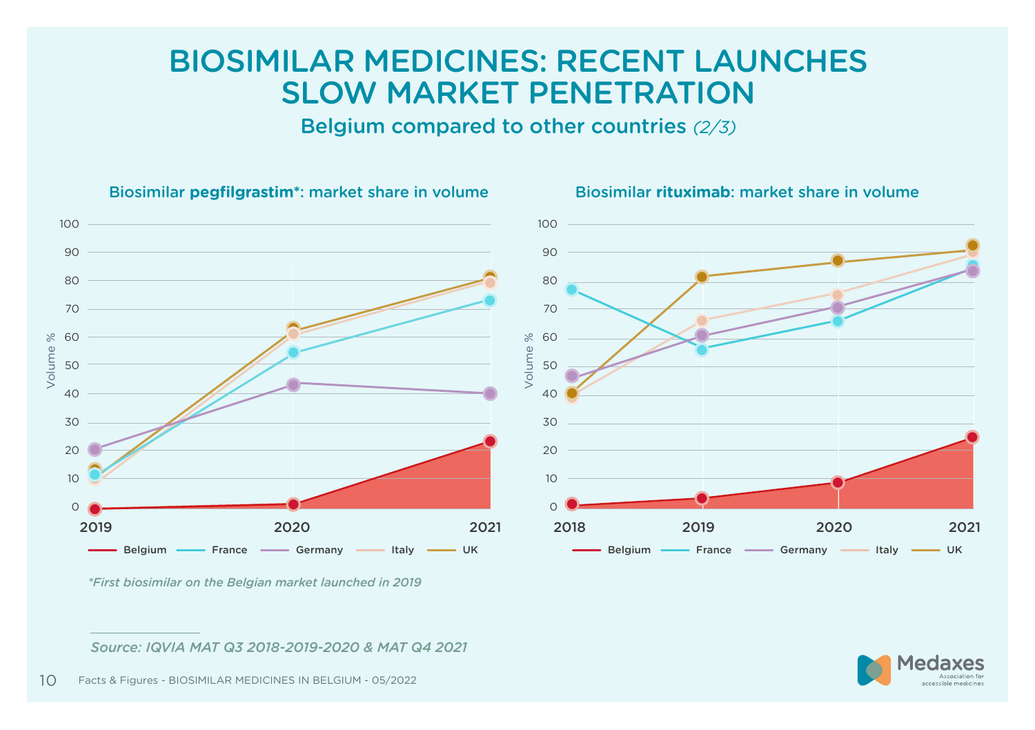# BIOSIMILAR MEDICINES: RECENT LAUNCHES SLOW MARKET PENETRATION

## Belgium compared to other countries *(2/3)*

### Biosimilar **pegfilgrastim***: market share in volume

Volume %

100, 90, 80, 70, 60, 50, 40, 30, 20, 10, 0

2019, 2020, 2021

Belgium — France — Germany — Italy — UK

*\*First biosimilar on the Belgian market launched in 2019*

### Biosimilar **rituximab**: market share in volume

Volume %

100, 90, 80, 70, 60, 50, 40, 30, 20, 10, 0

2018, 2019, 2020, 2021

Belgium — France — Germany — Italy — UK

*Source: IQVIA MAT Q3 2018-2019-2020 & MAT Q4 2021*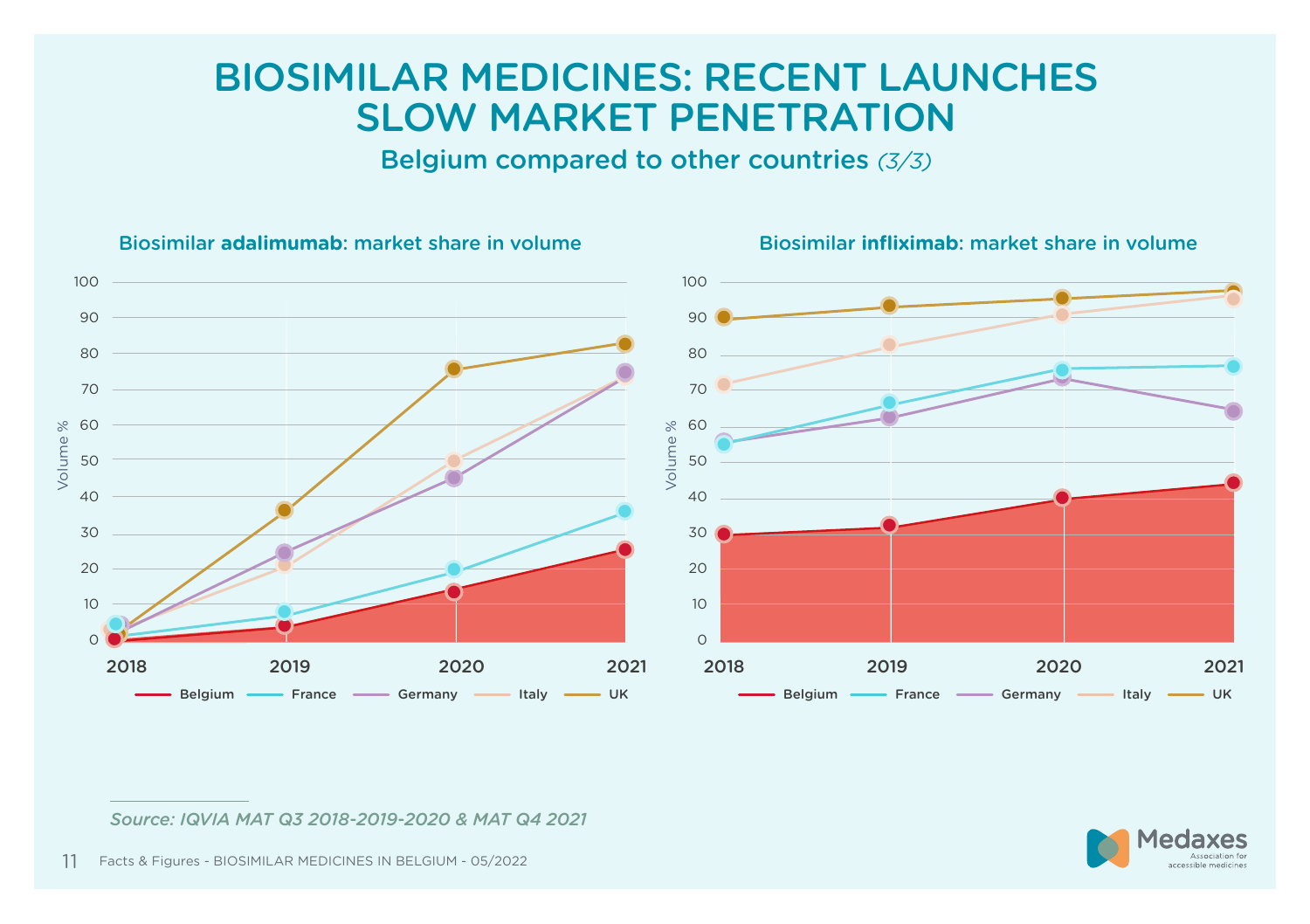# BIOSIMILAR MEDICINES: RECENT LAUNCHES SLOW MARKET PENETRATION

## Belgium compared to other countries *(3/3)*

### Biosimilar **adalimumab**: market share in volume

Volume %

100
90
80
70
60
50
40
30
20
10
0

2018 2019 2020 2021

Belgium — France — Germany — Italy — UK

### Biosimilar **infliximab**: market share in volume

Volume %

100
90
80
70
60
50
40
30
20
10
0

2018 2019 2020 2021

Belgium — France — Germany — Italy — UK

*Source: IQVIA MAT Q3 2018-2019-2020 & MAT Q4 2021*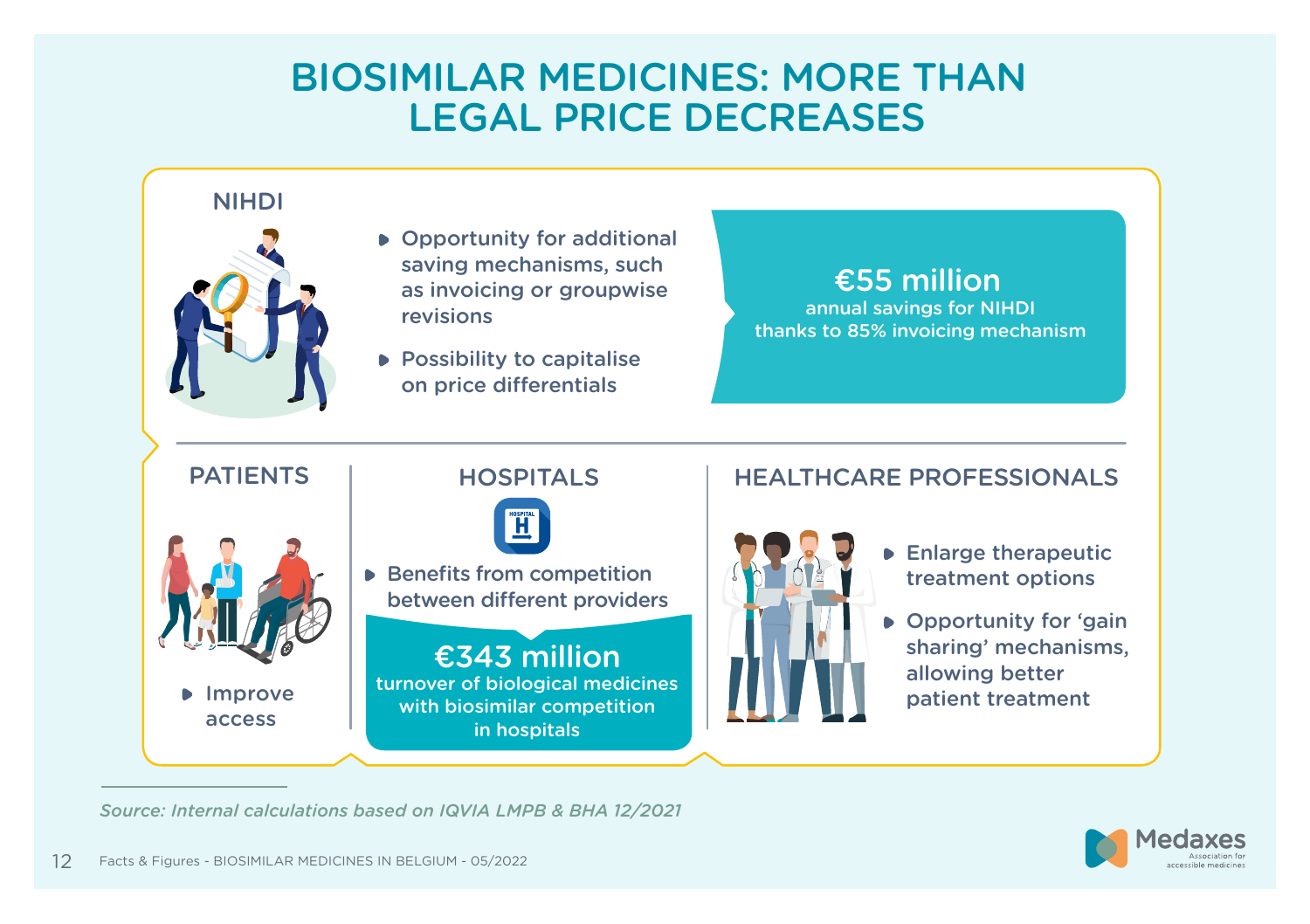# BIOSIMILAR MEDICINES: MORE THAN LEGAL PRICE DECREASES

## NIHDI

- Opportunity for additional saving mechanisms, such as invoicing or groupwise revisions
- Possibility to capitalise on price differentials

**€55 million**
annual savings for NIHDI thanks to 85% invoicing mechanism

## PATIENTS

- Improve access

## HOSPITALS

- Benefits from competition between different providers

**€343 million**
turnover of biological medicines with biosimilar competition in hospitals

## HEALTHCARE PROFESSIONALS

- Enlarge therapeutic treatment options
- Opportunity for 'gain sharing' mechanisms, allowing better patient treatment

*Source: Internal calculations based on IQVIA LMPB & BHA 12/2021*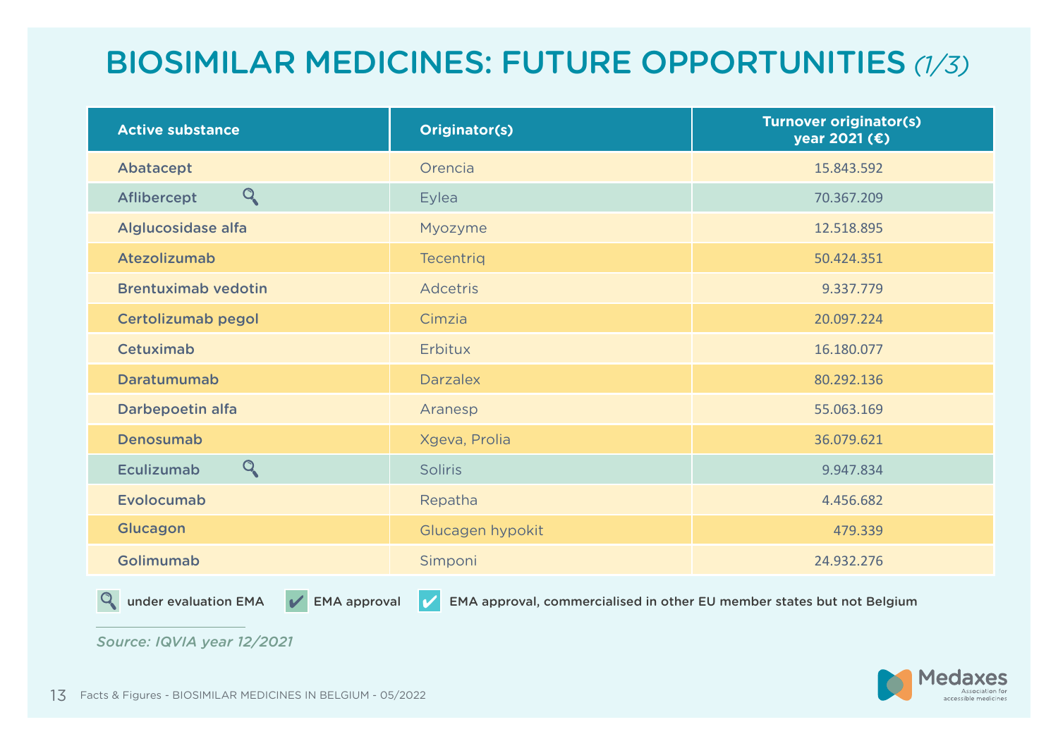# BIOSIMILAR MEDICINES: FUTURE OPPORTUNITIES *(1/3)*

| Active substance | Originator(s) | Turnover originator(s) year 2021 (€) |
|---|---|---|
| Abatacept | Orencia | 15.843.592 |
| Aflibercept 🔍 | Eylea | 70.367.209 |
| Alglucosidase alfa | Myozyme | 12.518.895 |
| Atezolizumab | Tecentriq | 50.424.351 |
| Brentuximab vedotin | Adcetris | 9.337.779 |
| Certolizumab pegol | Cimzia | 20.097.224 |
| Cetuximab | Erbitux | 16.180.077 |
| Daratumumab | Darzalex | 80.292.136 |
| Darbepoetin alfa | Aranesp | 55.063.169 |
| Denosumab | Xgeva, Prolia | 36.079.621 |
| Eculizumab 🔍 | Soliris | 9.947.834 |
| Evolocumab | Repatha | 4.456.682 |
| Glucagon | Glucagen hypokit | 479.339 |
| Golimumab | Simponi | 24.932.276 |

🔍 under evaluation EMA ✔ EMA approval ✔ EMA approval, commercialised in other EU member states but not Belgium

*Source: IQVIA year 12/2021*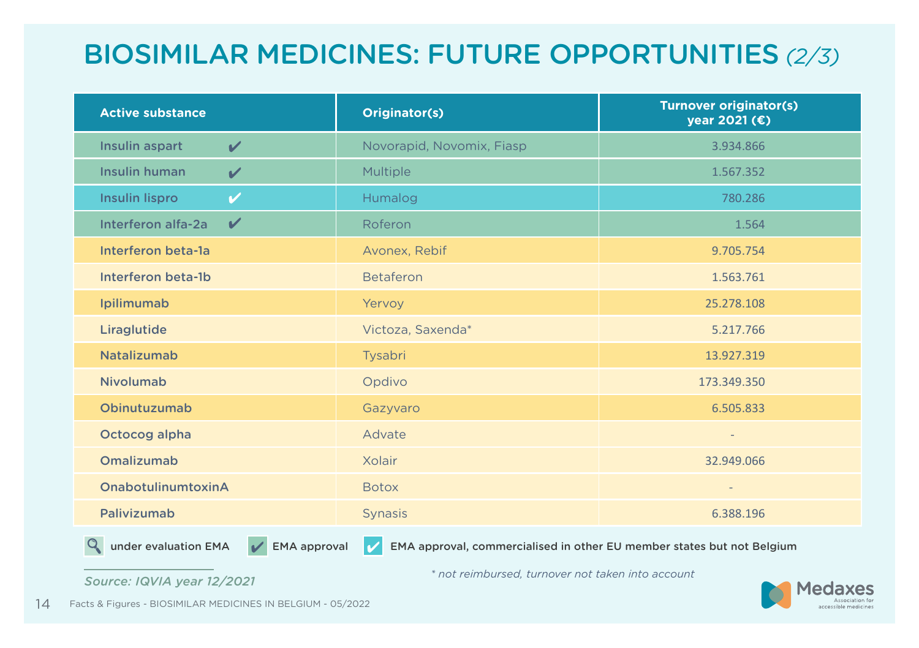# BIOSIMILAR MEDICINES: FUTURE OPPORTUNITIES *(2/3)*

| Active substance | Originator(s) | Turnover originator(s) year 2021 (€) |
|---|---|---|
| Insulin aspart ✔ | Novorapid, Novomix, Fiasp | 3.934.866 |
| Insulin human ✔ | Multiple | 1.567.352 |
| Insulin lispro ✔ | Humalog | 780.286 |
| Interferon alfa-2a ✔ | Roferon | 1.564 |
| Interferon beta-1a | Avonex, Rebif | 9.705.754 |
| Interferon beta-1b | Betaferon | 1.563.761 |
| Ipilimumab | Yervoy | 25.278.108 |
| Liraglutide | Victoza, Saxenda* | 5.217.766 |
| Natalizumab | Tysabri | 13.927.319 |
| Nivolumab | Opdivo | 173.349.350 |
| Obinutuzumab | Gazyvaro | 6.505.833 |
| Octocog alpha | Advate | - |
| Omalizumab | Xolair | 32.949.066 |
| OnabotulinumtoxinA | Botox | - |
| Palivizumab | Synasis | 6.388.196 |

🔍 under evaluation EMA ✔ EMA approval ✔ EMA approval, commercialised in other EU member states but not Belgium

*Source: IQVIA year 12/2021*

*\* not reimbursed, turnover not taken into account*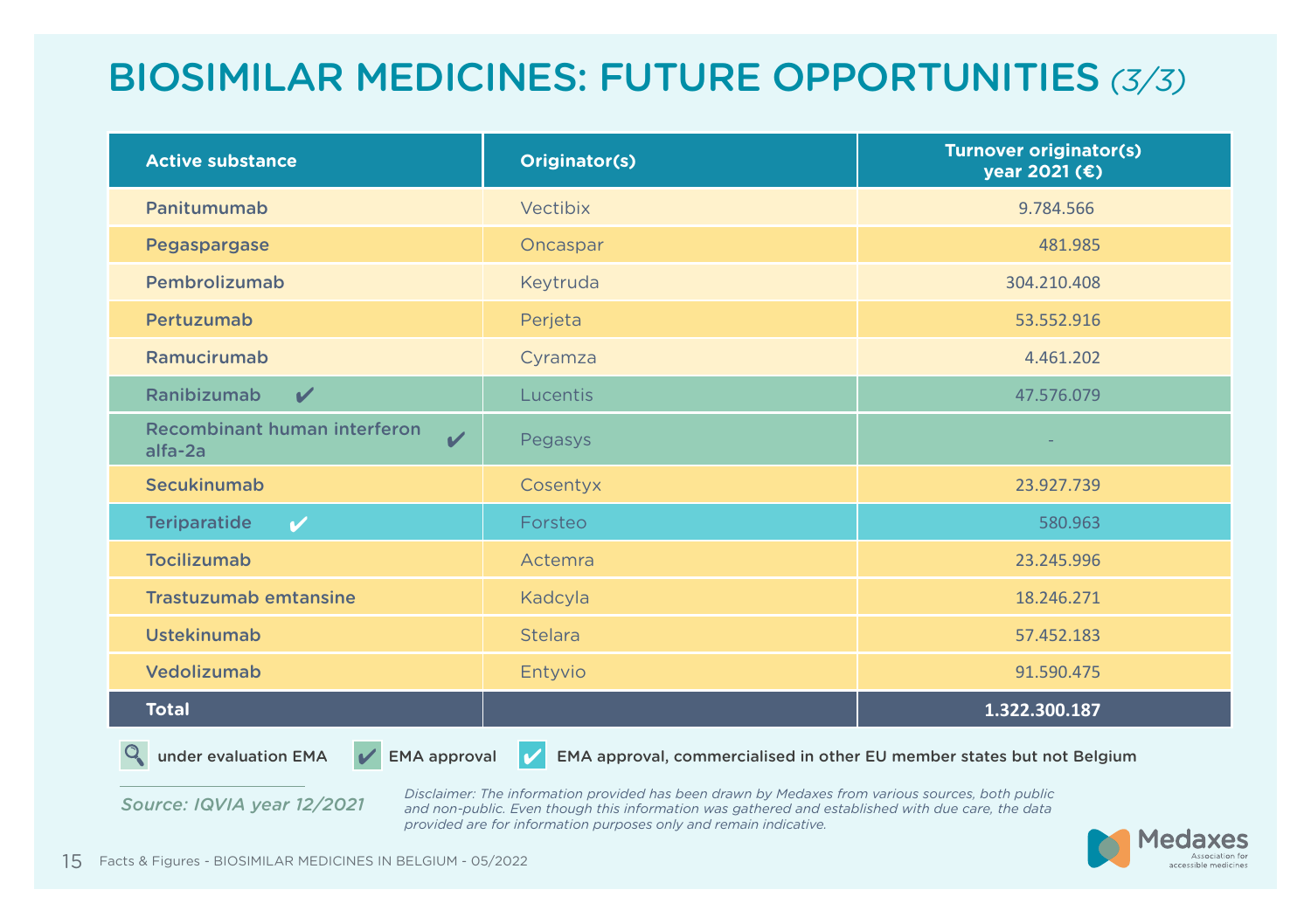# BIOSIMILAR MEDICINES: FUTURE OPPORTUNITIES *(3/3)*

| Active substance | Originator(s) | Turnover originator(s) year 2021 (€) |
|---|---|---|
| Panitumumab | Vectibix | 9.784.566 |
| Pegaspargase | Oncaspar | 481.985 |
| Pembrolizumab | Keytruda | 304.210.408 |
| Pertuzumab | Perjeta | 53.552.916 |
| Ramucirumab | Cyramza | 4.461.202 |
| Ranibizumab ✔ | Lucentis | 47.576.079 |
| Recombinant human interferon alfa-2a ✔ | Pegasys | - |
| Secukinumab | Cosentyx | 23.927.739 |
| Teriparatide ✔ | Forsteo | 580.963 |
| Tocilizumab | Actemra | 23.245.996 |
| Trastuzumab emtansine | Kadcyla | 18.246.271 |
| Ustekinumab | Stelara | 57.452.183 |
| Vedolizumab | Entyvio | 91.590.475 |
| **Total** | | **1.322.300.187** |

🔍 under evaluation EMA ✔ EMA approval ✔ EMA approval, commercialised in other EU member states but not Belgium

*Source: IQVIA year 12/2021*

*Disclaimer: The information provided has been drawn by Medaxes from various sources, both public and non-public. Even though this information was gathered and established with due care, the data provided are for information purposes only and remain indicative.*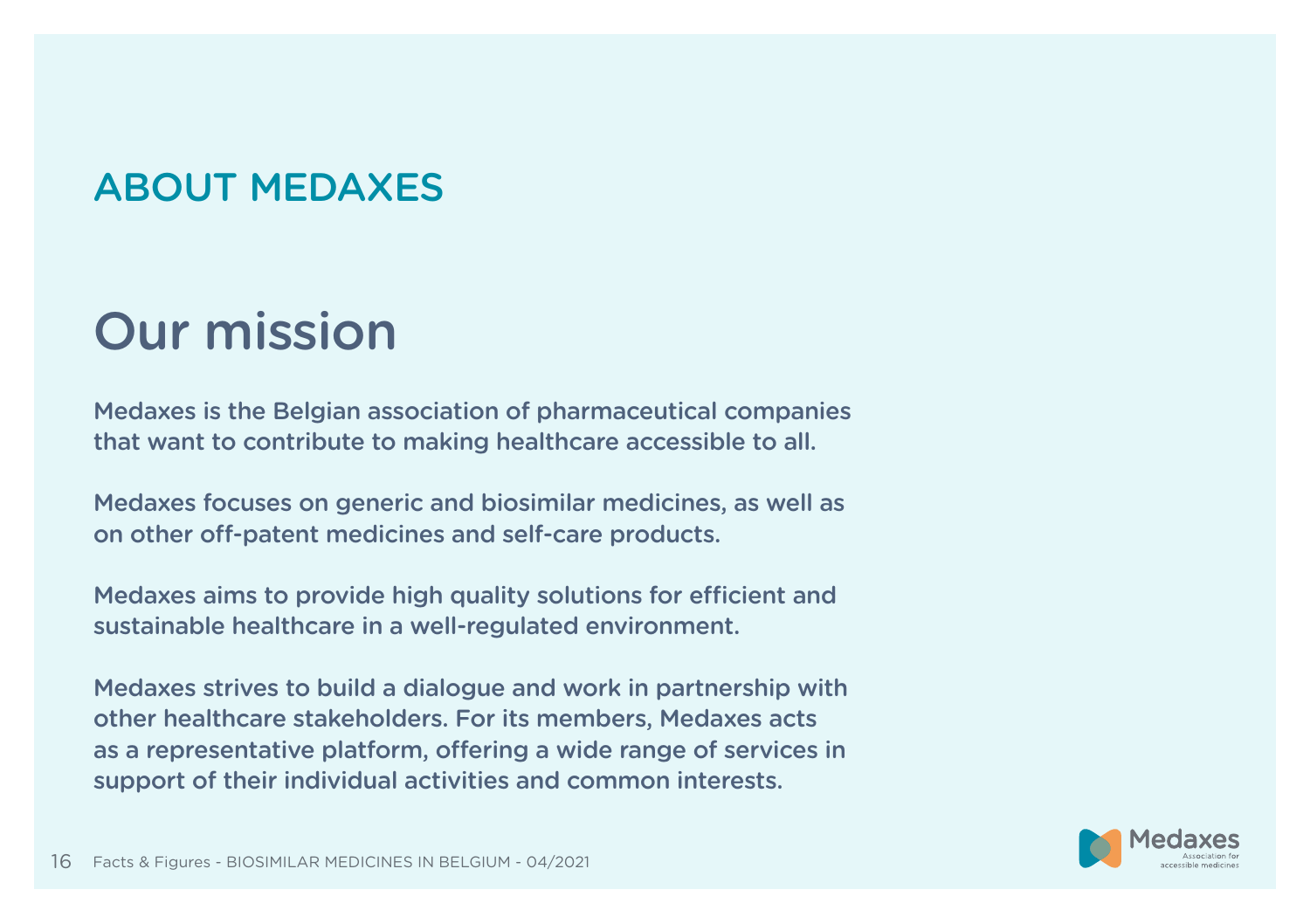## ABOUT MEDAXES

# Our mission

Medaxes is the Belgian association of pharmaceutical companies that want to contribute to making healthcare accessible to all.

Medaxes focuses on generic and biosimilar medicines, as well as on other off-patent medicines and self-care products.

Medaxes aims to provide high quality solutions for efficient and sustainable healthcare in a well-regulated environment.

Medaxes strives to build a dialogue and work in partnership with other healthcare stakeholders. For its members, Medaxes acts as a representative platform, offering a wide range of services in support of their individual activities and common interests.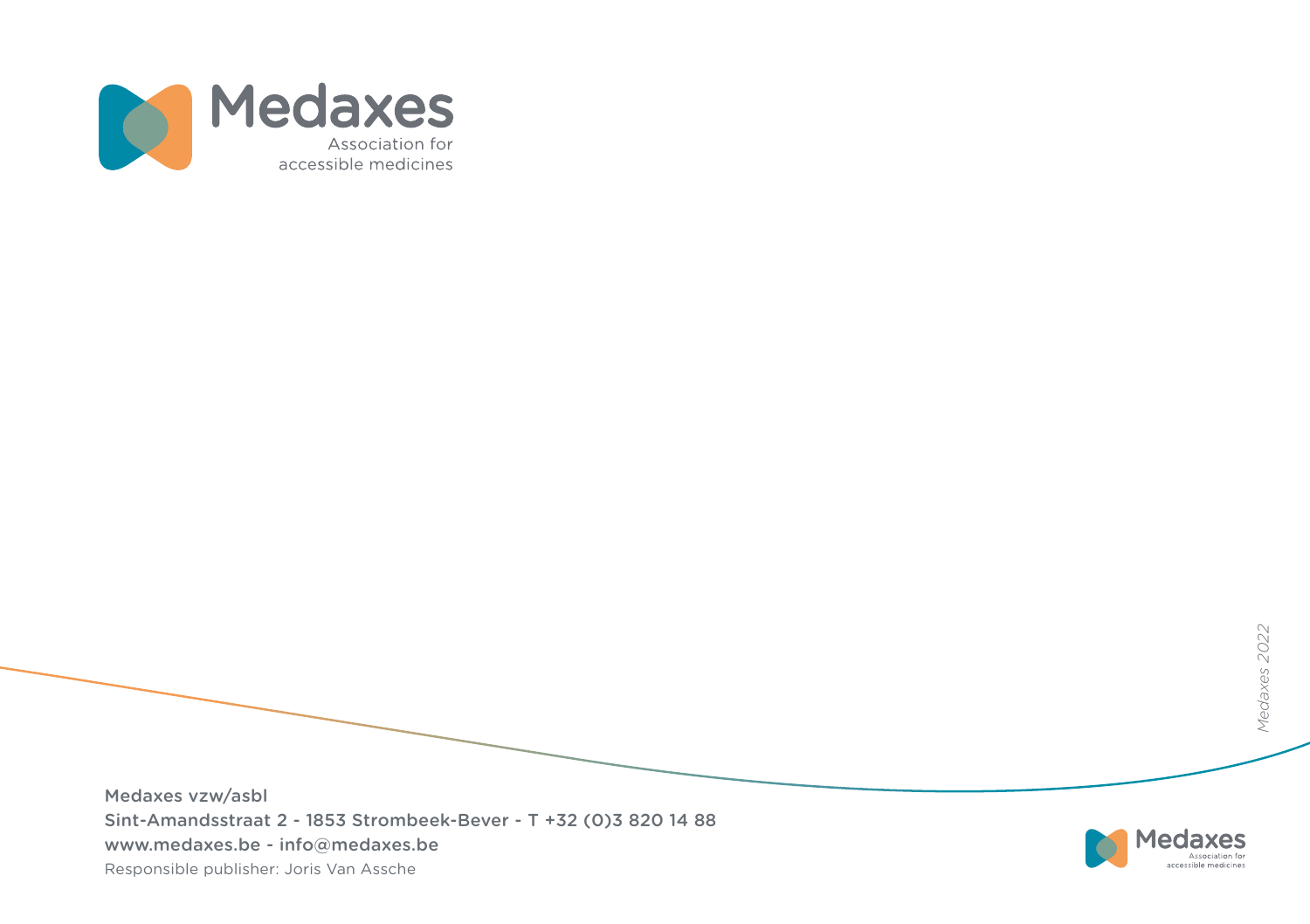Medaxes

Association for accessible medicines

*Medaxes 2022*

Medaxes vzw/asbl

Sint-Amandsstraat 2 - 1853 Strombeek-Bever - T +32 (0)3 820 14 88

www.medaxes.be - info@medaxes.be

Responsible publisher: Joris Van Assche

Medaxes

Association for accessible medicines